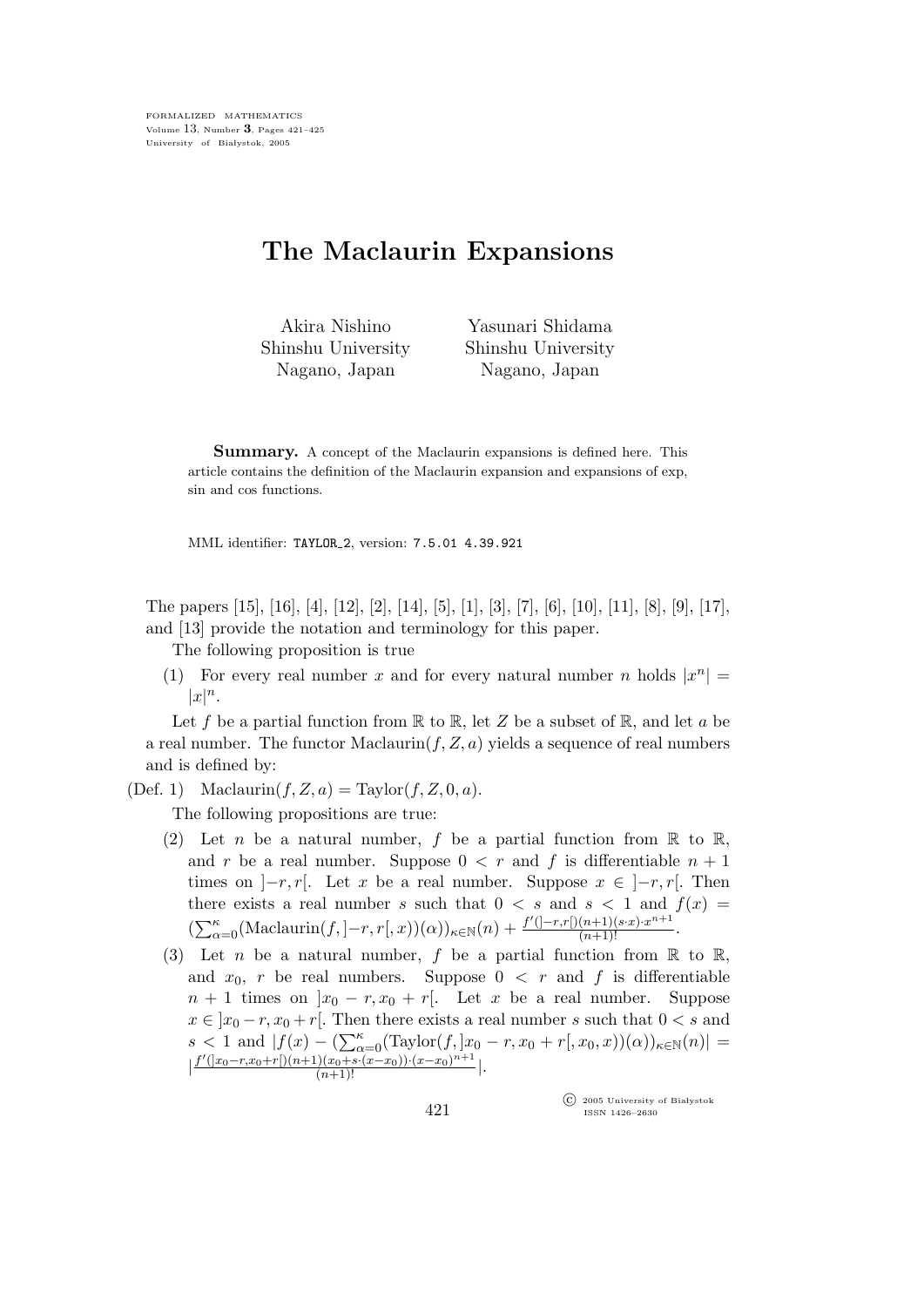# The Maclaurin Expansions

Akira Nishino
Shinshu University
Nagano, Japan

Yasunari Shidama
Shinshu University
Nagano, Japan

**Summary.** A concept of the Maclaurin expansions is defined here. This article contains the definition of the Maclaurin expansion and expansions of exp, sin and cos functions.

MML identifier: TAYLOR_2, version: 7.5.01 4.39.921

The papers [15], [16], [4], [12], [2], [14], [5], [1], [3], [7], [6], [10], [11], [8], [9], [17], and [13] provide the notation and terminology for this paper.

The following proposition is true

(1) For every real number $x$ and for every natural number $n$ holds $|x^n| = |x|^n$.

Let $f$ be a partial function from $\mathbb{R}$ to $\mathbb{R}$, let $Z$ be a subset of $\mathbb{R}$, and let $a$ be a real number. The functor $\mathrm{Maclaurin}(f, Z, a)$ yields a sequence of real numbers and is defined by:

(Def. 1) $\mathrm{Maclaurin}(f, Z, a) = \mathrm{Taylor}(f, Z, 0, a)$.

The following propositions are true:

(2) Let $n$ be a natural number, $f$ be a partial function from $\mathbb{R}$ to $\mathbb{R}$, and $r$ be a real number. Suppose $0 < r$ and $f$ is differentiable $n+1$ times on $]-r, r[$. Let $x$ be a real number. Suppose $x \in\, ]-r, r[$. Then there exists a real number $s$ such that $0 < s$ and $s < 1$ and $f(x) = (\sum_{\alpha=0}^{\kappa}(\mathrm{Maclaurin}(f, ]-r, r[, x))(\alpha))_{\kappa \in \mathbb{N}}(n) + \frac{f'(]-r,r[)(n+1)(s \cdot x) \cdot x^{n+1}}{(n+1)!}$.

(3) Let $n$ be a natural number, $f$ be a partial function from $\mathbb{R}$ to $\mathbb{R}$, and $x_0$, $r$ be real numbers. Suppose $0 < r$ and $f$ is differentiable $n+1$ times on $]x_0 - r, x_0 + r[$. Let $x$ be a real number. Suppose $x \in\, ]x_0 - r, x_0 + r[$. Then there exists a real number $s$ such that $0 < s$ and $s < 1$ and $|f(x) - (\sum_{\alpha=0}^{\kappa}(\mathrm{Taylor}(f, ]x_0 - r, x_0 + r[, x_0, x))(\alpha))_{\kappa \in \mathbb{N}}(n)| = |\frac{f'(]x_0-r,x_0+r[)(n+1)(x_0+s \cdot (x-x_0)) \cdot (x-x_0)^{n+1}}{(n+1)!}|$.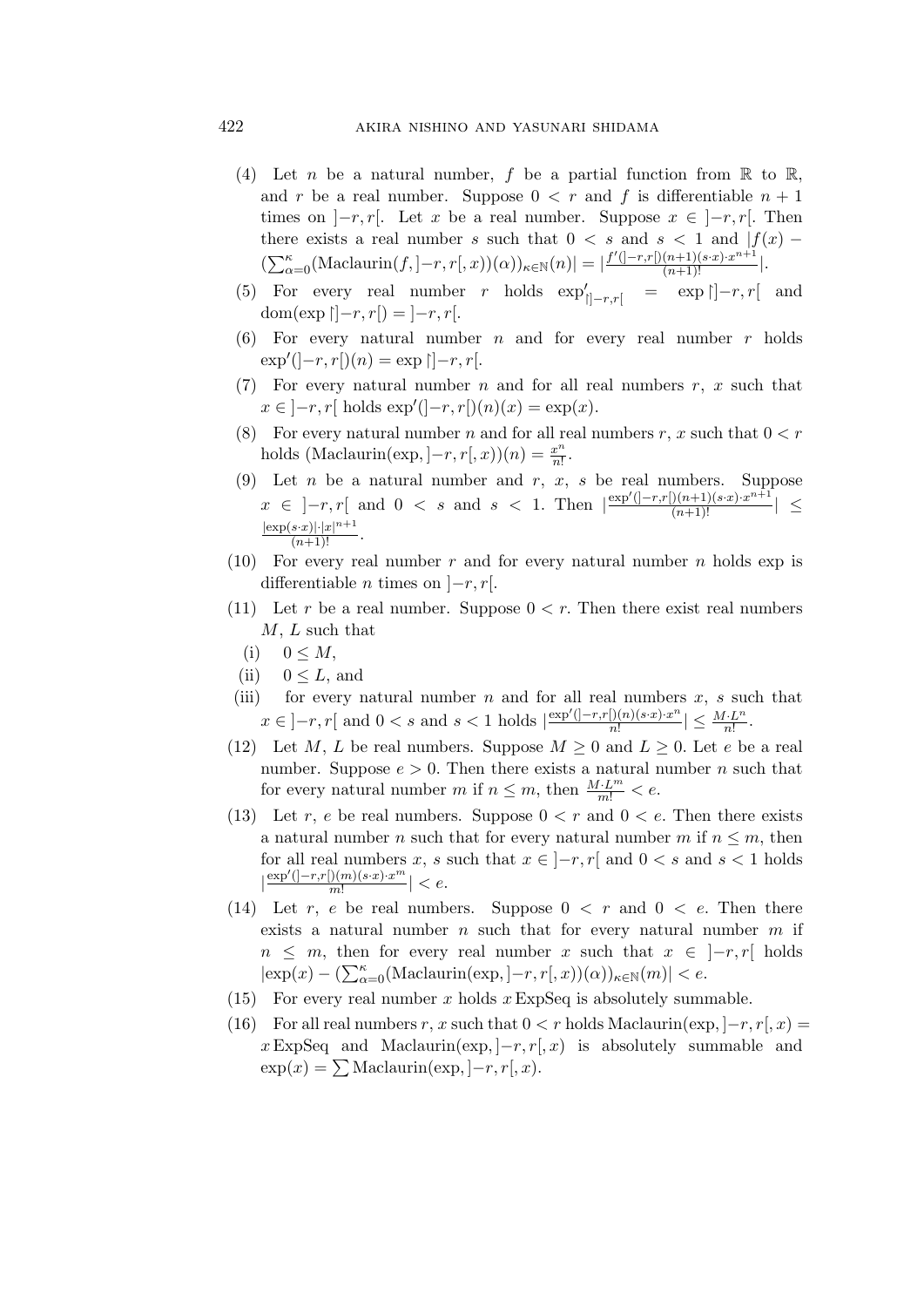(4) Let $n$ be a natural number, $f$ be a partial function from $\mathbb{R}$ to $\mathbb{R}$, and $r$ be a real number. Suppose $0 < r$ and $f$ is differentiable $n+1$ times on $]-r, r[$. Let $x$ be a real number. Suppose $x \in\, ]-r, r[$. Then there exists a real number $s$ such that $0 < s$ and $s < 1$ and $|f(x) - (\sum_{\alpha=0}^{\kappa} (\mathrm{Maclaurin}(f, ]-r, r[, x))(\alpha))_{\kappa \in \mathbb{N}}(n)| = |\frac{f'(]-r,r[)(n+1)(s \cdot x) \cdot x^{n+1}}{(n+1)!}|$.

(5) For every real number $r$ holds $\exp'_{\restriction ]-r,r[} = \exp \restriction ]-r, r[$ and $\mathrm{dom}(\exp \restriction ]-r, r[) = ]-r, r[$.

(6) For every natural number $n$ and for every real number $r$ holds $\exp'(]-r, r[)(n) = \exp \restriction ]-r, r[$.

(7) For every natural number $n$ and for all real numbers $r$, $x$ such that $x \in\, ]-r, r[$ holds $\exp'(]-r, r[)(n)(x) = \exp(x)$.

(8) For every natural number $n$ and for all real numbers $r$, $x$ such that $0 < r$ holds $(\mathrm{Maclaurin}(\exp, ]-r, r[, x))(n) = \frac{x^n}{n!}$.

(9) Let $n$ be a natural number and $r$, $x$, $s$ be real numbers. Suppose $x \in\, ]-r, r[$ and $0 < s$ and $s < 1$. Then $|\frac{\exp'(]-r,r[)(n+1)(s \cdot x) \cdot x^{n+1}}{(n+1)!}| \leq \frac{|\exp(s \cdot x)| \cdot |x|^{n+1}}{(n+1)!}$.

(10) For every real number $r$ and for every natural number $n$ holds exp is differentiable $n$ times on $]-r, r[$.

(11) Let $r$ be a real number. Suppose $0 < r$. Then there exist real numbers $M$, $L$ such that
  - (i) $0 \leq M$,
  - (ii) $0 \leq L$, and
  - (iii) for every natural number $n$ and for all real numbers $x$, $s$ such that $x \in\, ]-r, r[$ and $0 < s$ and $s < 1$ holds $|\frac{\exp'(]-r,r[)(n)(s \cdot x) \cdot x^n}{n!}| \leq \frac{M \cdot L^n}{n!}$.

(12) Let $M$, $L$ be real numbers. Suppose $M \geq 0$ and $L \geq 0$. Let $e$ be a real number. Suppose $e > 0$. Then there exists a natural number $n$ such that for every natural number $m$ if $n \leq m$, then $\frac{M \cdot L^m}{m!} < e$.

(13) Let $r$, $e$ be real numbers. Suppose $0 < r$ and $0 < e$. Then there exists a natural number $n$ such that for every natural number $m$ if $n \leq m$, then for all real numbers $x$, $s$ such that $x \in\, ]-r, r[$ and $0 < s$ and $s < 1$ holds $|\frac{\exp'(]-r,r[)(m)(s \cdot x) \cdot x^m}{m!}| < e$.

(14) Let $r$, $e$ be real numbers. Suppose $0 < r$ and $0 < e$. Then there exists a natural number $n$ such that for every natural number $m$ if $n \leq m$, then for every real number $x$ such that $x \in\, ]-r, r[$ holds $|\exp(x) - (\sum_{\alpha=0}^{\kappa} (\mathrm{Maclaurin}(\exp, ]-r, r[, x))(\alpha))_{\kappa \in \mathbb{N}}(m)| < e$.

(15) For every real number $x$ holds $x\,\mathrm{ExpSeq}$ is absolutely summable.

(16) For all real numbers $r$, $x$ such that $0 < r$ holds $\mathrm{Maclaurin}(\exp, ]-r, r[, x) = x\,\mathrm{ExpSeq}$ and $\mathrm{Maclaurin}(\exp, ]-r, r[, x)$ is absolutely summable and $\exp(x) = \sum \mathrm{Maclaurin}(\exp, ]-r, r[, x)$.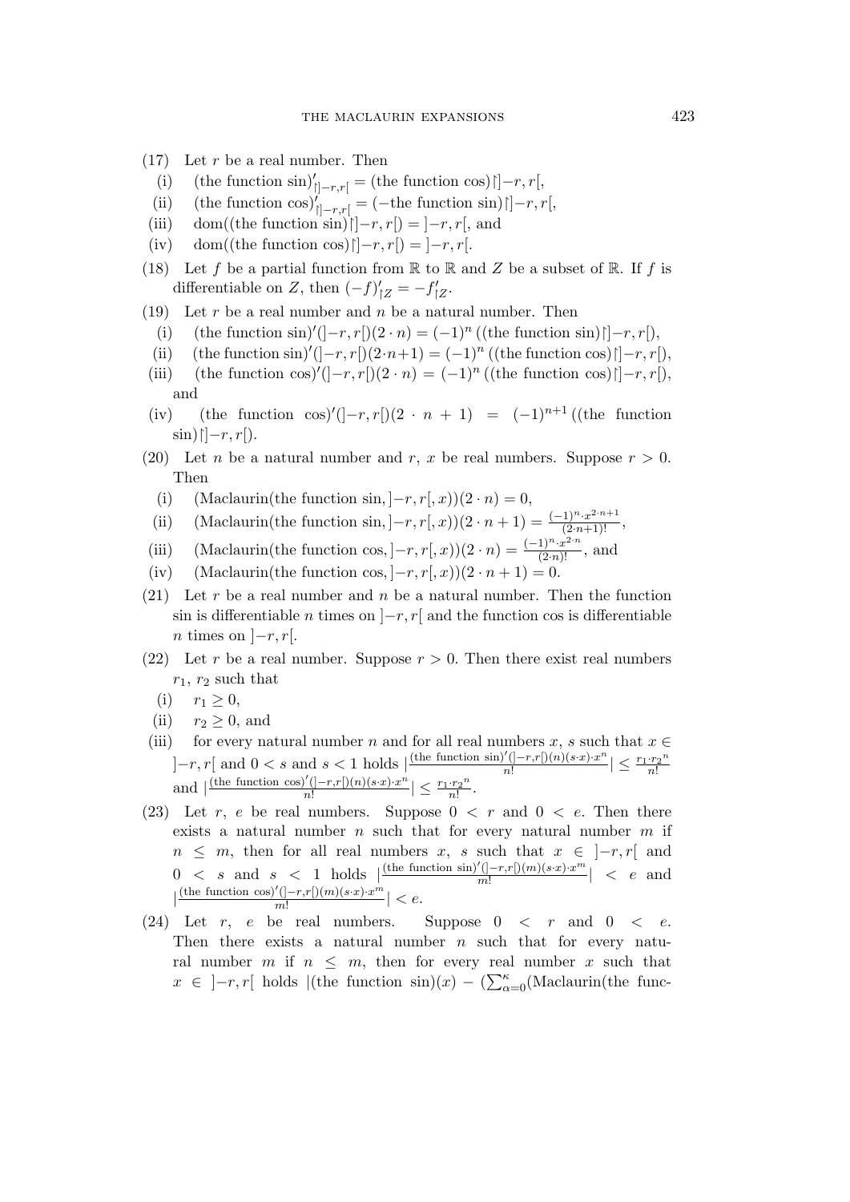(17) Let $r$ be a real number. Then

(i) (the function sin)$'_{\restriction ]-r,r[}$ = (the function cos)$\restriction ]-r,r[$,

(ii) (the function cos)$'_{\restriction ]-r,r[}$ = (−the function sin)$\restriction ]-r,r[$,

(iii) dom((the function sin)$\restriction ]-r,r[$) = $]-r,r[$, and

(iv) dom((the function cos)$\restriction ]-r,r[$) = $]-r,r[$.

(18) Let $f$ be a partial function from $\mathbb{R}$ to $\mathbb{R}$ and $Z$ be a subset of $\mathbb{R}$. If $f$ is differentiable on $Z$, then $(-f)'_{\restriction Z} = -f'_{\restriction Z}$.

(19) Let $r$ be a real number and $n$ be a natural number. Then

(i) (the function sin)$'(]-r,r[)(2 \cdot n) = (-1)^n$ ((the function sin)$\restriction ]-r,r[$),

(ii) (the function sin)$'(]-r,r[)(2 \cdot n+1) = (-1)^n$ ((the function cos)$\restriction ]-r,r[$),

(iii) (the function cos)$'(]-r,r[)(2 \cdot n) = (-1)^n$ ((the function cos)$\restriction ]-r,r[$), and

(iv) (the function cos)$'(]-r,r[)(2 \cdot n+1) = (-1)^{n+1}$ ((the function sin)$\restriction ]-r,r[$).

(20) Let $n$ be a natural number and $r$, $x$ be real numbers. Suppose $r > 0$. Then

(i) (Maclaurin(the function sin, $]-r,r[$, $x$))$(2 \cdot n) = 0$,

(ii) (Maclaurin(the function sin, $]-r,r[$, $x$))$(2 \cdot n + 1) = \frac{(-1)^n \cdot x^{2 \cdot n+1}}{(2 \cdot n+1)!}$,

(iii) (Maclaurin(the function cos, $]-r,r[$, $x$))$(2 \cdot n) = \frac{(-1)^n \cdot x^{2 \cdot n}}{(2 \cdot n)!}$, and

(iv) (Maclaurin(the function cos, $]-r,r[$, $x$))$(2 \cdot n + 1) = 0$.

(21) Let $r$ be a real number and $n$ be a natural number. Then the function sin is differentiable $n$ times on $]-r,r[$ and the function cos is differentiable $n$ times on $]-r,r[$.

(22) Let $r$ be a real number. Suppose $r > 0$. Then there exist real numbers $r_1$, $r_2$ such that

(i) $r_1 \geq 0$,

(ii) $r_2 \geq 0$, and

(iii) for every natural number $n$ and for all real numbers $x$, $s$ such that $x \in ]-r,r[$ and $0 < s$ and $s < 1$ holds $|\frac{(\text{the function sin})'(]-r,r[)(n)(s \cdot x) \cdot x^n}{n!}| \leq \frac{r_1 \cdot r_2{}^n}{n!}$ and $|\frac{(\text{the function cos})'(]-r,r[)(n)(s \cdot x) \cdot x^n}{n!}| \leq \frac{r_1 \cdot r_2{}^n}{n!}$.

(23) Let $r$, $e$ be real numbers. Suppose $0 < r$ and $0 < e$. Then there exists a natural number $n$ such that for every natural number $m$ if $n \leq m$, then for all real numbers $x$, $s$ such that $x \in ]-r,r[$ and $0 < s$ and $s < 1$ holds $|\frac{(\text{the function sin})'(]-r,r[)(m)(s \cdot x) \cdot x^m}{m!}| < e$ and $|\frac{(\text{the function cos})'(]-r,r[)(m)(s \cdot x) \cdot x^m}{m!}| < e$.

(24) Let $r$, $e$ be real numbers. Suppose $0 < r$ and $0 < e$. Then there exists a natural number $n$ such that for every natural number $m$ if $n \leq m$, then for every real number $x$ such that $x \in ]-r,r[$ holds |(the function sin)$(x)$ − ($\sum_{\alpha=0}^{\kappa}$(Maclaurin(the func-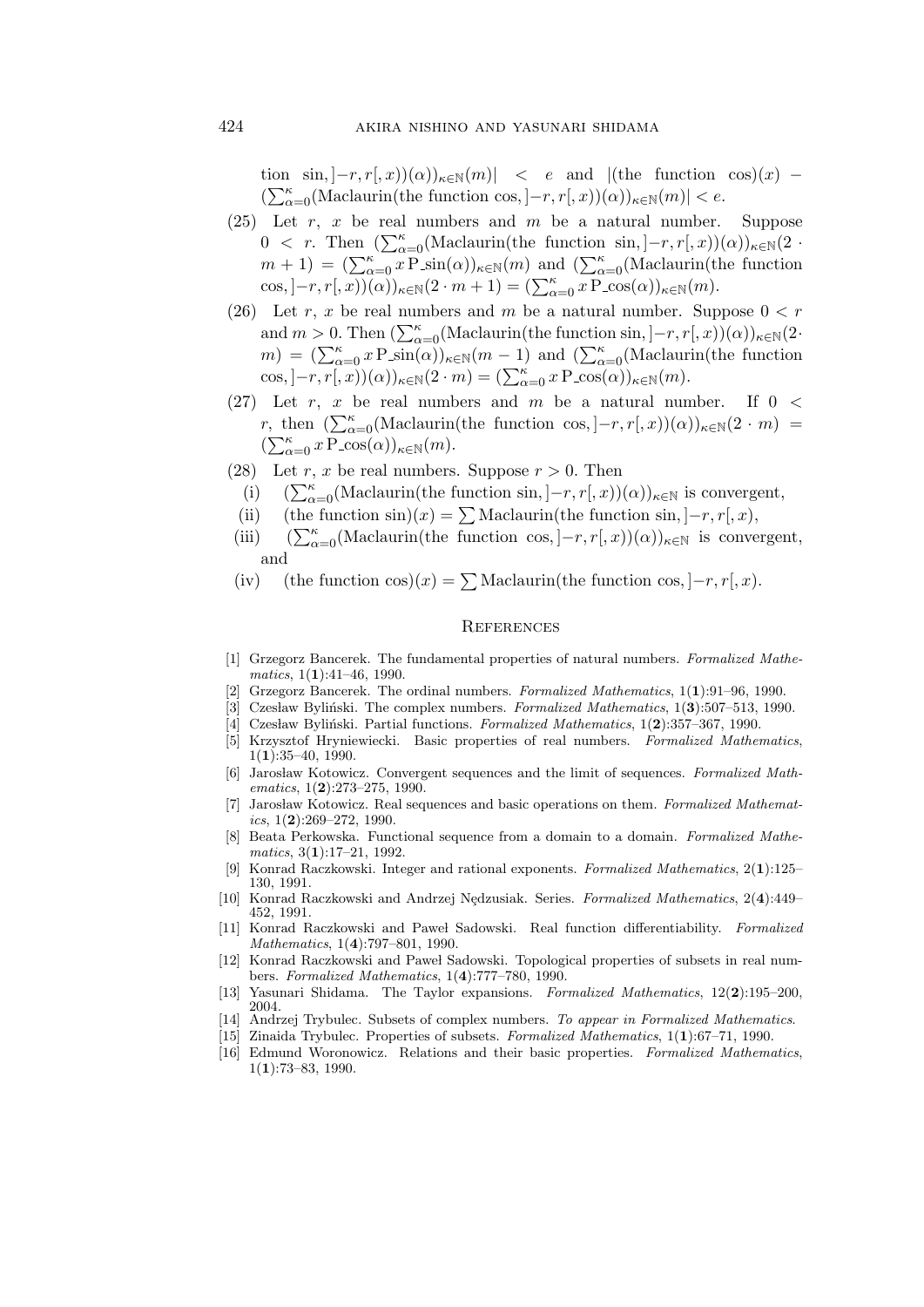tion $\sin, ]-r,r[,x))(\alpha))_{\kappa\in\mathbb{N}}(m)| < e$ and $|(\text{the function } \cos)(x) - (\sum_{\alpha=0}^{\kappa}(\text{Maclaurin(the function } \cos, ]-r,r[,x))(\alpha))_{\kappa\in\mathbb{N}}(m)| < e$.

(25) Let $r$, $x$ be real numbers and $m$ be a natural number. Suppose $0 < r$. Then $(\sum_{\alpha=0}^{\kappa}(\text{Maclaurin(the function } \sin, ]-r,r[,x))(\alpha))_{\kappa\in\mathbb{N}}(2 \cdot m+1) = (\sum_{\alpha=0}^{\kappa} x\,\text{P\_sin}(\alpha))_{\kappa\in\mathbb{N}}(m)$ and $(\sum_{\alpha=0}^{\kappa}(\text{Maclaurin(the function } \cos, ]-r,r[,x))(\alpha))_{\kappa\in\mathbb{N}}(2 \cdot m+1) = (\sum_{\alpha=0}^{\kappa} x\,\text{P\_cos}(\alpha))_{\kappa\in\mathbb{N}}(m)$.

(26) Let $r$, $x$ be real numbers and $m$ be a natural number. Suppose $0 < r$ and $m > 0$. Then $(\sum_{\alpha=0}^{\kappa}(\text{Maclaurin(the function } \sin, ]-r,r[,x))(\alpha))_{\kappa\in\mathbb{N}}(2 \cdot m) = (\sum_{\alpha=0}^{\kappa} x\,\text{P\_sin}(\alpha))_{\kappa\in\mathbb{N}}(m-1)$ and $(\sum_{\alpha=0}^{\kappa}(\text{Maclaurin(the function } \cos, ]-r,r[,x))(\alpha))_{\kappa\in\mathbb{N}}(2 \cdot m) = (\sum_{\alpha=0}^{\kappa} x\,\text{P\_cos}(\alpha))_{\kappa\in\mathbb{N}}(m)$.

(27) Let $r$, $x$ be real numbers and $m$ be a natural number. If $0 < r$, then $(\sum_{\alpha=0}^{\kappa}(\text{Maclaurin(the function } \cos, ]-r,r[,x))(\alpha))_{\kappa\in\mathbb{N}}(2 \cdot m) = (\sum_{\alpha=0}^{\kappa} x\,\text{P\_cos}(\alpha))_{\kappa\in\mathbb{N}}(m)$.

(28) Let $r$, $x$ be real numbers. Suppose $r > 0$. Then

- (i) $(\sum_{\alpha=0}^{\kappa}(\text{Maclaurin(the function } \sin, ]-r,r[,x))(\alpha))_{\kappa\in\mathbb{N}}$ is convergent,
- (ii) $(\text{the function } \sin)(x) = \sum \text{Maclaurin(the function } \sin, ]-r,r[,x)$,
- (iii) $(\sum_{\alpha=0}^{\kappa}(\text{Maclaurin(the function } \cos, ]-r,r[,x))(\alpha))_{\kappa\in\mathbb{N}}$ is convergent, and
- (iv) $(\text{the function } \cos)(x) = \sum \text{Maclaurin(the function } \cos, ]-r,r[,x)$.

## References

[1] Grzegorz Bancerek. The fundamental properties of natural numbers. *Formalized Mathematics*, 1(**1**):41–46, 1990.

[2] Grzegorz Bancerek. The ordinal numbers. *Formalized Mathematics*, 1(**1**):91–96, 1990.

[3] Czesław Byliński. The complex numbers. *Formalized Mathematics*, 1(**3**):507–513, 1990.

[4] Czesław Byliński. Partial functions. *Formalized Mathematics*, 1(**2**):357–367, 1990.

[5] Krzysztof Hryniewiecki. Basic properties of real numbers. *Formalized Mathematics*, 1(**1**):35–40, 1990.

[6] Jarosław Kotowicz. Convergent sequences and the limit of sequences. *Formalized Mathematics*, 1(**2**):273–275, 1990.

[7] Jarosław Kotowicz. Real sequences and basic operations on them. *Formalized Mathematics*, 1(**2**):269–272, 1990.

[8] Beata Perkowska. Functional sequence from a domain to a domain. *Formalized Mathematics*, 3(**1**):17–21, 1992.

[9] Konrad Raczkowski. Integer and rational exponents. *Formalized Mathematics*, 2(**1**):125–130, 1991.

[10] Konrad Raczkowski and Andrzej Nędzusiak. Series. *Formalized Mathematics*, 2(**4**):449–452, 1991.

[11] Konrad Raczkowski and Paweł Sadowski. Real function differentiability. *Formalized Mathematics*, 1(**4**):797–801, 1990.

[12] Konrad Raczkowski and Paweł Sadowski. Topological properties of subsets in real numbers. *Formalized Mathematics*, 1(**4**):777–780, 1990.

[13] Yasunari Shidama. The Taylor expansions. *Formalized Mathematics*, 12(**2**):195–200, 2004.

[14] Andrzej Trybulec. Subsets of complex numbers. *To appear in Formalized Mathematics*.

[15] Zinaida Trybulec. Properties of subsets. *Formalized Mathematics*, 1(**1**):67–71, 1990.

[16] Edmund Woronowicz. Relations and their basic properties. *Formalized Mathematics*, 1(**1**):73–83, 1990.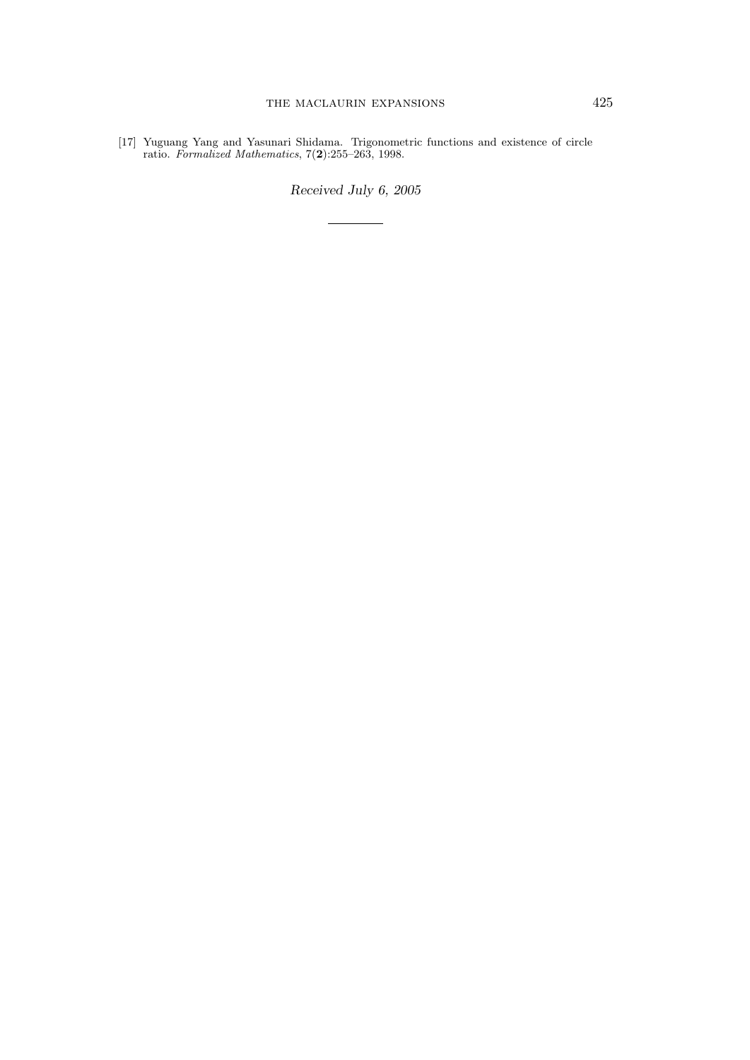[17] Yuguang Yang and Yasunari Shidama. Trigonometric functions and existence of circle ratio. *Formalized Mathematics*, 7(**2**):255–263, 1998.

*Received July 6, 2005*